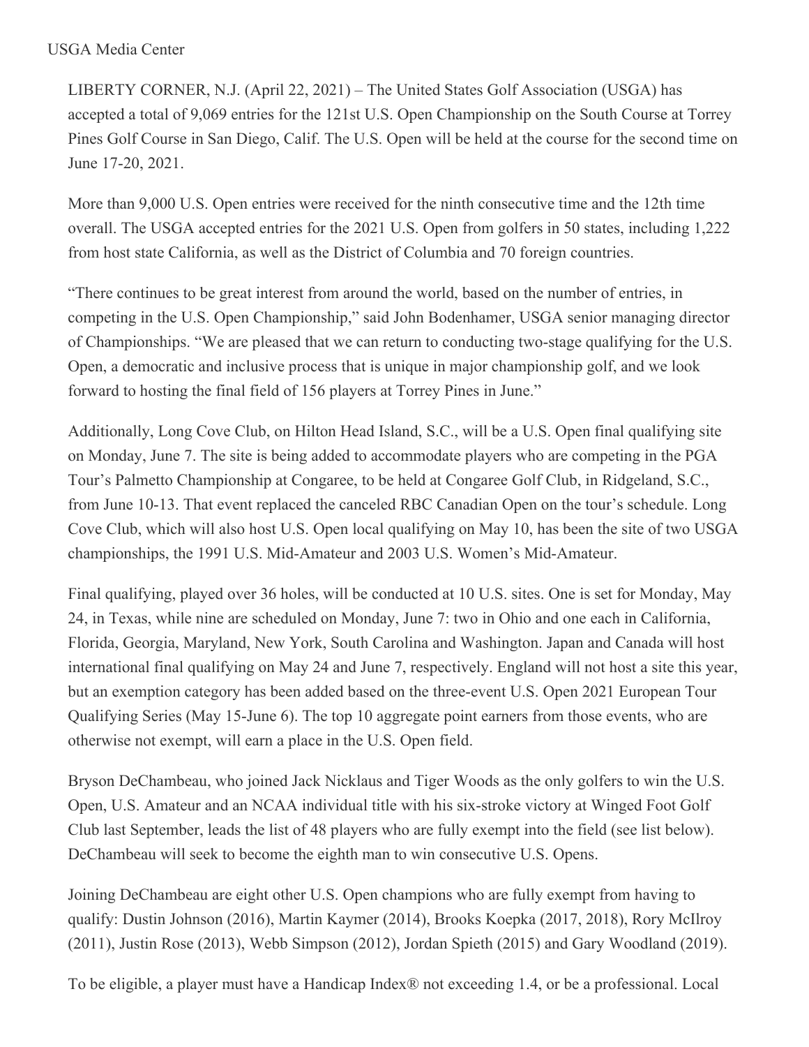USGA Media Center

LIBERTY CORNER, N.J. (April 22, 2021) – The United States Golf Association (USGA) has accepted a total of 9,069 entries for the 121st U.S. Open Championship on the South Course at Torrey Pines Golf Course in San Diego, Calif. The U.S. Open will be held at the course for the second time on June 17-20, 2021.

More than 9,000 U.S. Open entries were received for the ninth consecutive time and the 12th time overall. The USGA accepted entries for the 2021 U.S. Open from golfers in 50 states, including 1,222 from host state California, as well as the District of Columbia and 70 foreign countries.

"There continues to be great interest from around the world, based on the number of entries, in competing in the U.S. Open Championship," said John Bodenhamer, USGA senior managing director of Championships. "We are pleased that we can return to conducting two-stage qualifying for the U.S. Open, a democratic and inclusive process that is unique in major championship golf, and we look forward to hosting the final field of 156 players at Torrey Pines in June."

Additionally, Long Cove Club, on Hilton Head Island, S.C., will be a U.S. Open final qualifying site on Monday, June 7. The site is being added to accommodate players who are competing in the PGA Tour's Palmetto Championship at Congaree, to be held at Congaree Golf Club, in Ridgeland, S.C., from June 10-13. That event replaced the canceled RBC Canadian Open on the tour's schedule. Long Cove Club, which will also host U.S. Open local qualifying on May 10, has been the site of two USGA championships, the 1991 U.S. Mid-Amateur and 2003 U.S. Women's Mid-Amateur.

Final qualifying, played over 36 holes, will be conducted at 10 U.S. sites. One is set for Monday, May 24, in Texas, while nine are scheduled on Monday, June 7: two in Ohio and one each in California, Florida, Georgia, Maryland, New York, South Carolina and Washington. Japan and Canada will host international final qualifying on May 24 and June 7, respectively. England will not host a site this year, but an exemption category has been added based on the three-event U.S. Open 2021 European Tour Qualifying Series (May 15-June 6). The top 10 aggregate point earners from those events, who are otherwise not exempt, will earn a place in the U.S. Open field.

Bryson DeChambeau, who joined Jack Nicklaus and Tiger Woods as the only golfers to win the U.S. Open, U.S. Amateur and an NCAA individual title with his six-stroke victory at Winged Foot Golf Club last September, leads the list of 48 players who are fully exempt into the field (see list below). DeChambeau will seek to become the eighth man to win consecutive U.S. Opens.

Joining DeChambeau are eight other U.S. Open champions who are fully exempt from having to qualify: Dustin Johnson (2016), Martin Kaymer (2014), Brooks Koepka (2017, 2018), Rory McIlroy (2011), Justin Rose (2013), Webb Simpson (2012), Jordan Spieth (2015) and Gary Woodland (2019).

To be eligible, a player must have a Handicap Index® not exceeding 1.4, or be a professional. Local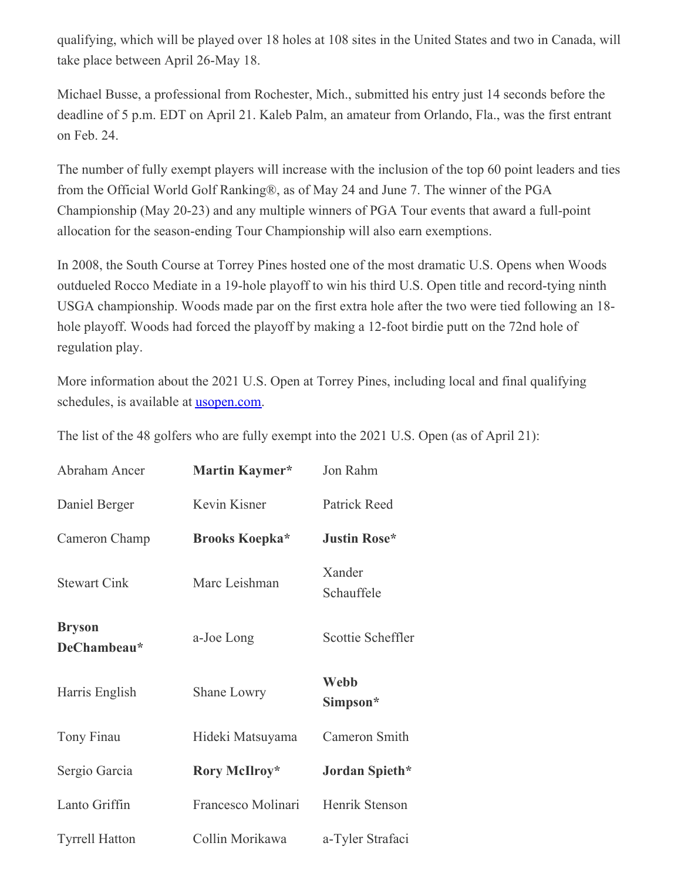qualifying, which will be played over 18 holes at 108 sites in the United States and two in Canada, will take place between April 26-May 18.

Michael Busse, a professional from Rochester, Mich., submitted his entry just 14 seconds before the deadline of 5 p.m. EDT on April 21. Kaleb Palm, an amateur from Orlando, Fla., was the first entrant on Feb. 24.

The number of fully exempt players will increase with the inclusion of the top 60 point leaders and ties from the Official World Golf Ranking®, as of May 24 and June 7. The winner of the PGA Championship (May 20-23) and any multiple winners of PGA Tour events that award a full-point allocation for the season-ending Tour Championship will also earn exemptions.

In 2008, the South Course at Torrey Pines hosted one of the most dramatic U.S. Opens when Woods outdueled Rocco Mediate in a 19-hole playoff to win his third U.S. Open title and record-tying ninth USGA championship. Woods made par on the first extra hole after the two were tied following an 18-hole playoff. Woods had forced the playoff by making a 12-foot birdie putt on the 72nd hole of regulation play.

More information about the 2021 U.S. Open at Torrey Pines, including local and final qualifying schedules, is available at [usopen.com](usopen.com).

The list of the 48 golfers who are fully exempt into the 2021 U.S. Open (as of April 21):

| | | |
|---|---|---|
| Abraham Ancer | **Martin Kaymer*** | Jon Rahm |
| Daniel Berger | Kevin Kisner | Patrick Reed |
| Cameron Champ | **Brooks Koepka*** | **Justin Rose*** |
| Stewart Cink | Marc Leishman | Xander Schauffele |
| **Bryson DeChambeau*** | a-Joe Long | Scottie Scheffler |
| Harris English | Shane Lowry | **Webb Simpson*** |
| Tony Finau | Hideki Matsuyama | Cameron Smith |
| Sergio Garcia | **Rory McIlroy*** | **Jordan Spieth*** |
| Lanto Griffin | Francesco Molinari | Henrik Stenson |
| Tyrrell Hatton | Collin Morikawa | a-Tyler Strafaci |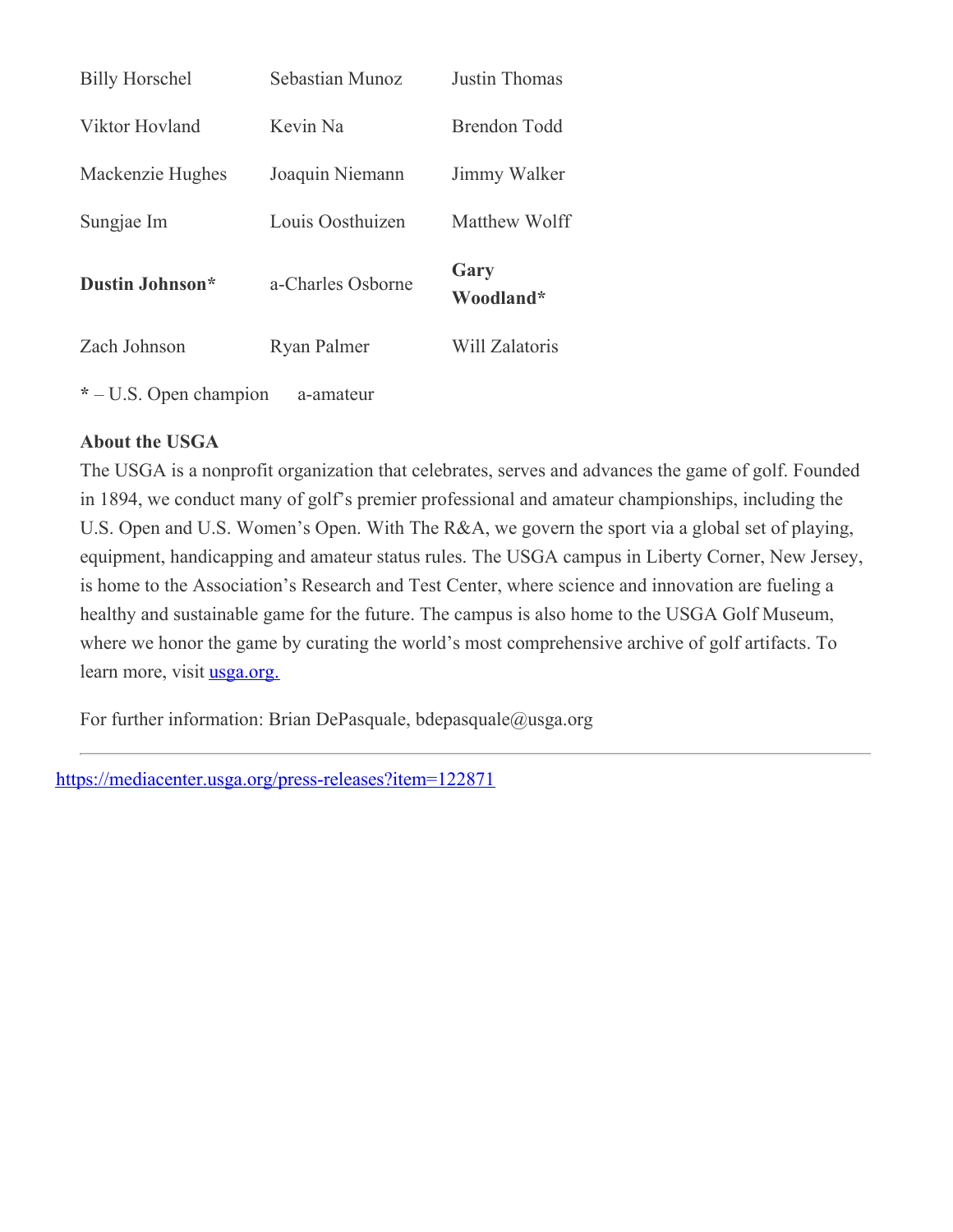| | | |
|---|---|---|
| Billy Horschel | Sebastian Munoz | Justin Thomas |
| Viktor Hovland | Kevin Na | Brendon Todd |
| Mackenzie Hughes | Joaquin Niemann | Jimmy Walker |
| Sungjae Im | Louis Oosthuizen | Matthew Wolff |
| **Dustin Johnson*** | a-Charles Osborne | **Gary Woodland*** |
| Zach Johnson | Ryan Palmer | Will Zalatoris |

**\*** – U.S. Open champion a-amateur

**About the USGA**
The USGA is a nonprofit organization that celebrates, serves and advances the game of golf. Founded in 1894, we conduct many of golf's premier professional and amateur championships, including the U.S. Open and U.S. Women's Open. With The R&A, we govern the sport via a global set of playing, equipment, handicapping and amateur status rules. The USGA campus in Liberty Corner, New Jersey, is home to the Association's Research and Test Center, where science and innovation are fueling a healthy and sustainable game for the future. The campus is also home to the USGA Golf Museum, where we honor the game by curating the world's most comprehensive archive of golf artifacts. To learn more, visit [usga.org.](usga.org)

For further information: Brian DePasquale, bdepasquale@usga.org

---

https://mediacenter.usga.org/press-releases?item=122871